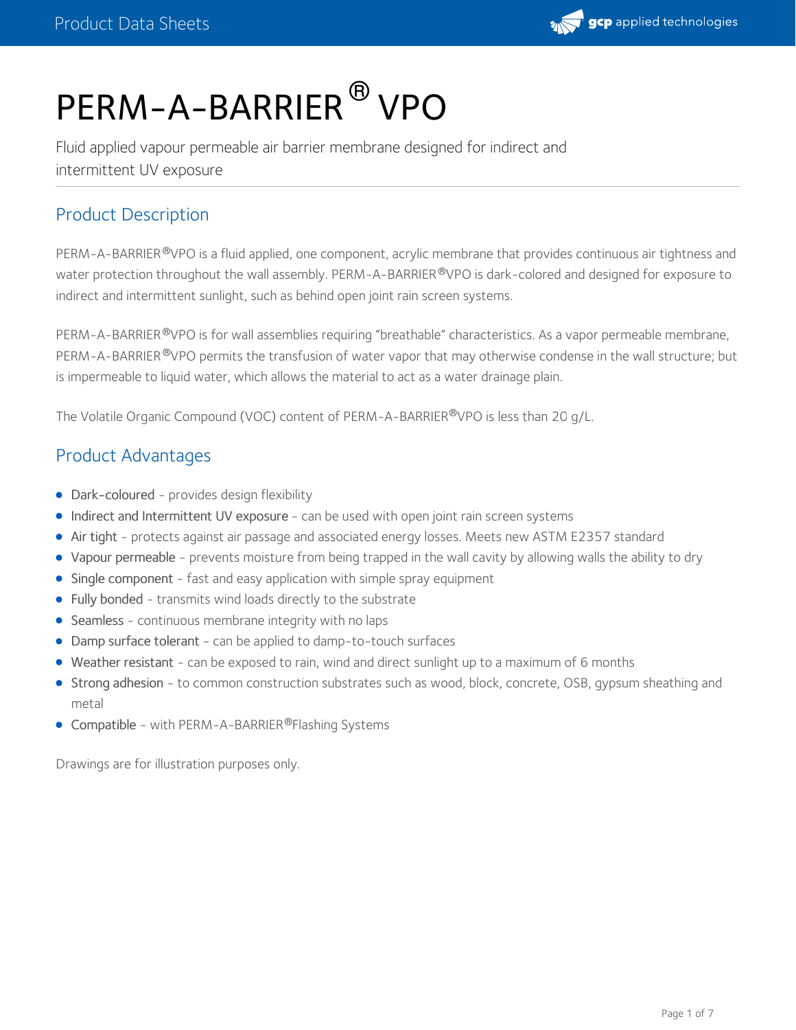# PERM-A-BARRIER® VPO

Fluid applied vapour permeable air barrier membrane designed for indirect and intermittent UV exposure

## Product Description

PERM-A-BARRIER®VPO is a fluid applied, one component, acrylic membrane that provides continuous air tightness and water protection throughout the wall assembly. PERM-A-BARRIER®VPO is dark-colored and designed for exposure to indirect and intermittent sunlight, such as behind open joint rain screen systems.

PERM-A-BARRIER®VPO is for wall assemblies requiring "breathable" characteristics. As a vapor permeable membrane, PERM-A-BARRIER®VPO permits the transfusion of water vapor that may otherwise condense in the wall structure; but is impermeable to liquid water, which allows the material to act as a water drainage plain.

The Volatile Organic Compound (VOC) content of PERM-A-BARRIER®VPO is less than 20 g/L.

## Product Advantages

- Dark-coloured - provides design flexibility
- Indirect and Intermittent UV exposure - can be used with open joint rain screen systems
- Air tight - protects against air passage and associated energy losses. Meets new ASTM E2357 standard
- Vapour permeable - prevents moisture from being trapped in the wall cavity by allowing walls the ability to dry
- Single component - fast and easy application with simple spray equipment
- Fully bonded - transmits wind loads directly to the substrate
- Seamless - continuous membrane integrity with no laps
- Damp surface tolerant - can be applied to damp-to-touch surfaces
- Weather resistant - can be exposed to rain, wind and direct sunlight up to a maximum of 6 months
- Strong adhesion - to common construction substrates such as wood, block, concrete, OSB, gypsum sheathing and metal
- Compatible - with PERM-A-BARRIER®Flashing Systems

Drawings are for illustration purposes only.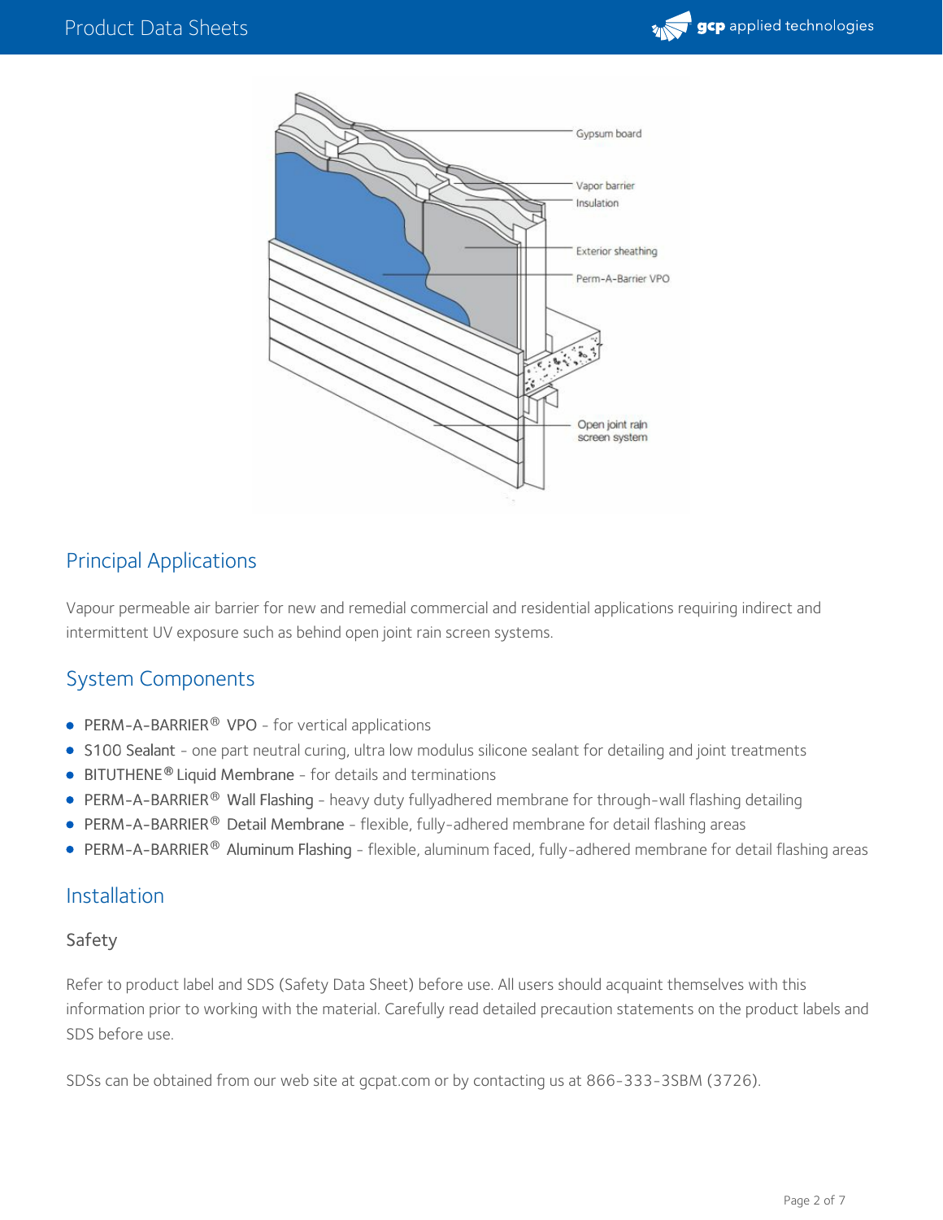## Principal Applications

Vapour permeable air barrier for new and remedial commercial and residential applications requiring indirect and intermittent UV exposure such as behind open joint rain screen systems.

## System Components

- PERM-A-BARRIER® VPO - for vertical applications
- S100 Sealant - one part neutral curing, ultra low modulus silicone sealant for detailing and joint treatments
- BITUTHENE® Liquid Membrane - for details and terminations
- PERM-A-BARRIER® Wall Flashing - heavy duty fullyadhered membrane for through-wall flashing detailing
- PERM-A-BARRIER® Detail Membrane - flexible, fully-adhered membrane for detail flashing areas
- PERM-A-BARRIER® Aluminum Flashing - flexible, aluminum faced, fully-adhered membrane for detail flashing areas

## Installation

### Safety

Refer to product label and SDS (Safety Data Sheet) before use. All users should acquaint themselves with this information prior to working with the material. Carefully read detailed precaution statements on the product labels and SDS before use.

SDSs can be obtained from our web site at gcpat.com or by contacting us at 866-333-3SBM (3726).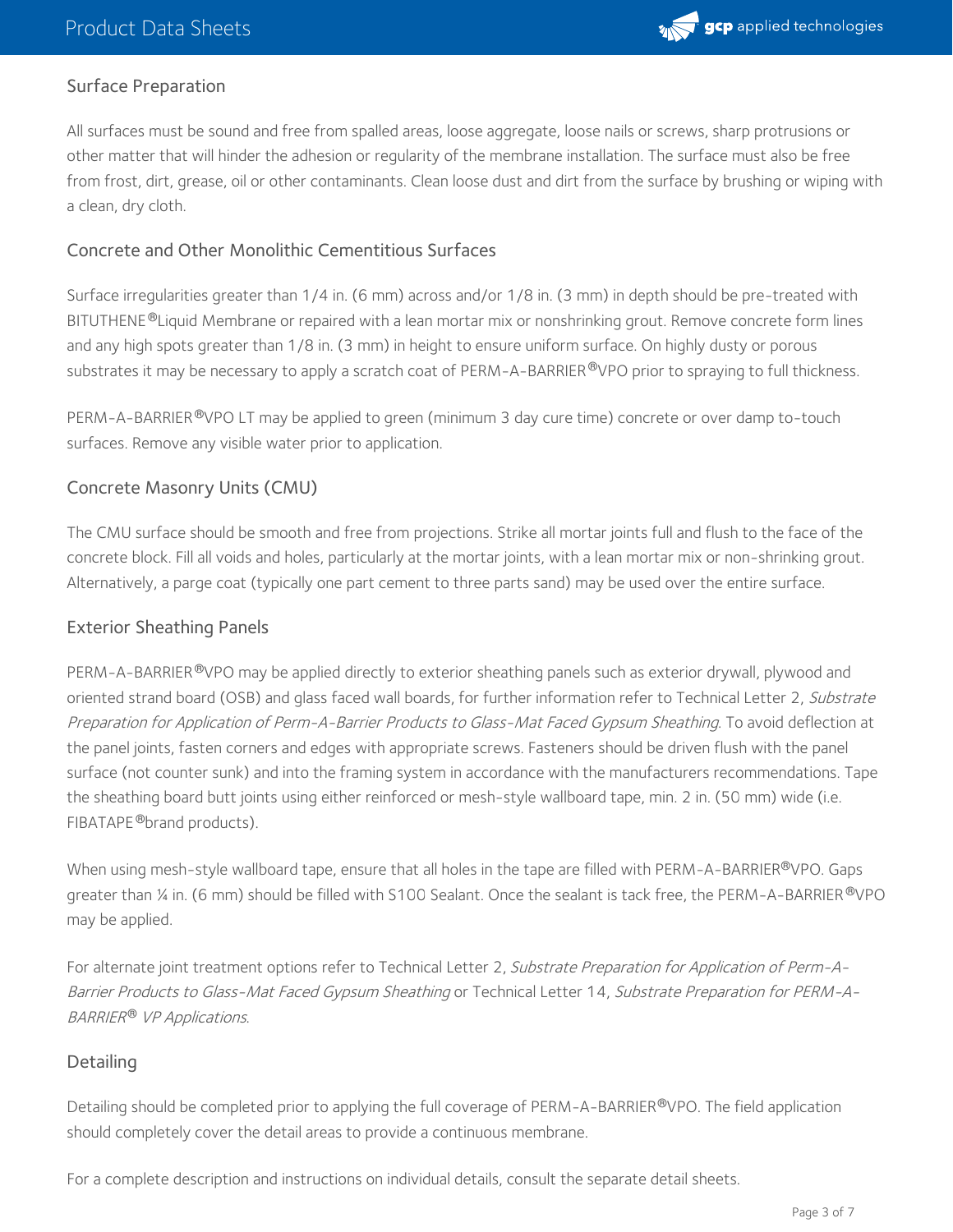## Surface Preparation

All surfaces must be sound and free from spalled areas, loose aggregate, loose nails or screws, sharp protrusions or other matter that will hinder the adhesion or regularity of the membrane installation. The surface must also be free from frost, dirt, grease, oil or other contaminants. Clean loose dust and dirt from the surface by brushing or wiping with a clean, dry cloth.

### Concrete and Other Monolithic Cementitious Surfaces

Surface irregularities greater than 1/4 in. (6 mm) across and/or 1/8 in. (3 mm) in depth should be pre-treated with BITUTHENE®Liquid Membrane or repaired with a lean mortar mix or nonshrinking grout. Remove concrete form lines and any high spots greater than 1/8 in. (3 mm) in height to ensure uniform surface. On highly dusty or porous substrates it may be necessary to apply a scratch coat of PERM-A-BARRIER®VPO prior to spraying to full thickness.

PERM-A-BARRIER®VPO LT may be applied to green (minimum 3 day cure time) concrete or over damp to-touch surfaces. Remove any visible water prior to application.

### Concrete Masonry Units (CMU)

The CMU surface should be smooth and free from projections. Strike all mortar joints full and flush to the face of the concrete block. Fill all voids and holes, particularly at the mortar joints, with a lean mortar mix or non-shrinking grout. Alternatively, a parge coat (typically one part cement to three parts sand) may be used over the entire surface.

### Exterior Sheathing Panels

PERM-A-BARRIER®VPO may be applied directly to exterior sheathing panels such as exterior drywall, plywood and oriented strand board (OSB) and glass faced wall boards, for further information refer to Technical Letter 2, *Substrate Preparation for Application of Perm-A-Barrier Products to Glass-Mat Faced Gypsum Sheathing*. To avoid deflection at the panel joints, fasten corners and edges with appropriate screws. Fasteners should be driven flush with the panel surface (not counter sunk) and into the framing system in accordance with the manufacturers recommendations. Tape the sheathing board butt joints using either reinforced or mesh-style wallboard tape, min. 2 in. (50 mm) wide (i.e. FIBATAPE®brand products).

When using mesh-style wallboard tape, ensure that all holes in the tape are filled with PERM-A-BARRIER®VPO. Gaps greater than ¼ in. (6 mm) should be filled with S100 Sealant. Once the sealant is tack free, the PERM-A-BARRIER®VPO may be applied.

For alternate joint treatment options refer to Technical Letter 2, *Substrate Preparation for Application of Perm-A-Barrier Products to Glass-Mat Faced Gypsum Sheathing* or Technical Letter 14, *Substrate Preparation for PERM-A-BARRIER® VP Applications*.

### Detailing

Detailing should be completed prior to applying the full coverage of PERM-A-BARRIER®VPO. The field application should completely cover the detail areas to provide a continuous membrane.

For a complete description and instructions on individual details, consult the separate detail sheets.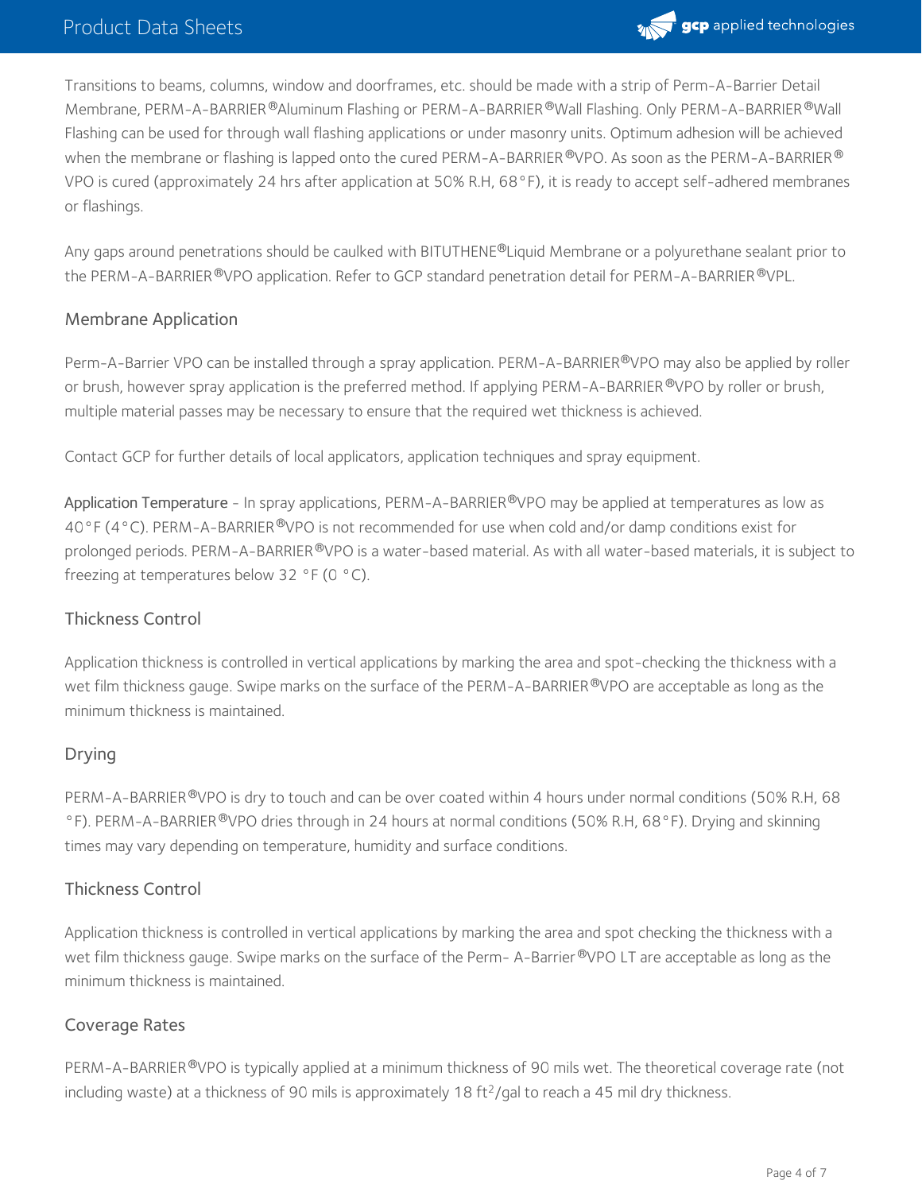Transitions to beams, columns, window and doorframes, etc. should be made with a strip of Perm-A-Barrier Detail Membrane, PERM-A-BARRIER®Aluminum Flashing or PERM-A-BARRIER®Wall Flashing. Only PERM-A-BARRIER®Wall Flashing can be used for through wall flashing applications or under masonry units. Optimum adhesion will be achieved when the membrane or flashing is lapped onto the cured PERM-A-BARRIER®VPO. As soon as the PERM-A-BARRIER® VPO is cured (approximately 24 hrs after application at 50% R.H, 68°F), it is ready to accept self-adhered membranes or flashings.

Any gaps around penetrations should be caulked with BITUTHENE®Liquid Membrane or a polyurethane sealant prior to the PERM-A-BARRIER®VPO application. Refer to GCP standard penetration detail for PERM-A-BARRIER®VPL.

## Membrane Application

Perm-A-Barrier VPO can be installed through a spray application. PERM-A-BARRIER®VPO may also be applied by roller or brush, however spray application is the preferred method. If applying PERM-A-BARRIER®VPO by roller or brush, multiple material passes may be necessary to ensure that the required wet thickness is achieved.

Contact GCP for further details of local applicators, application techniques and spray equipment.

Application Temperature - In spray applications, PERM-A-BARRIER®VPO may be applied at temperatures as low as 40°F (4°C). PERM-A-BARRIER®VPO is not recommended for use when cold and/or damp conditions exist for prolonged periods. PERM-A-BARRIER®VPO is a water-based material. As with all water-based materials, it is subject to freezing at temperatures below 32 °F (0 °C).

## Thickness Control

Application thickness is controlled in vertical applications by marking the area and spot-checking the thickness with a wet film thickness gauge. Swipe marks on the surface of the PERM-A-BARRIER®VPO are acceptable as long as the minimum thickness is maintained.

## Drying

PERM-A-BARRIER®VPO is dry to touch and can be over coated within 4 hours under normal conditions (50% R.H, 68 °F). PERM-A-BARRIER®VPO dries through in 24 hours at normal conditions (50% R.H, 68°F). Drying and skinning times may vary depending on temperature, humidity and surface conditions.

## Thickness Control

Application thickness is controlled in vertical applications by marking the area and spot checking the thickness with a wet film thickness gauge. Swipe marks on the surface of the Perm- A-Barrier®VPO LT are acceptable as long as the minimum thickness is maintained.

## Coverage Rates

PERM-A-BARRIER®VPO is typically applied at a minimum thickness of 90 mils wet. The theoretical coverage rate (not including waste) at a thickness of 90 mils is approximately 18 $ft^2$/gal to reach a 45 mil dry thickness.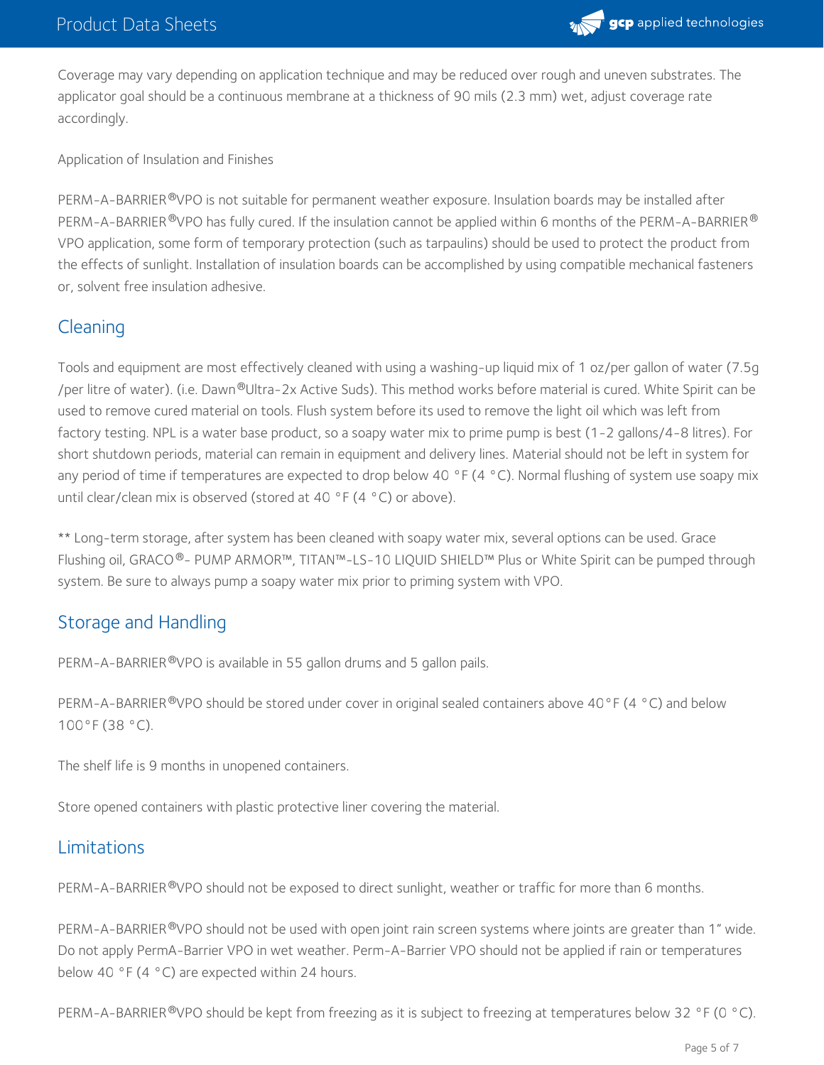Coverage may vary depending on application technique and may be reduced over rough and uneven substrates. The applicator goal should be a continuous membrane at a thickness of 90 mils (2.3 mm) wet, adjust coverage rate accordingly.

Application of Insulation and Finishes

PERM-A-BARRIER®VPO is not suitable for permanent weather exposure. Insulation boards may be installed after PERM-A-BARRIER®VPO has fully cured. If the insulation cannot be applied within 6 months of the PERM-A-BARRIER® VPO application, some form of temporary protection (such as tarpaulins) should be used to protect the product from the effects of sunlight. Installation of insulation boards can be accomplished by using compatible mechanical fasteners or, solvent free insulation adhesive.

## Cleaning

Tools and equipment are most effectively cleaned with using a washing-up liquid mix of 1 oz/per gallon of water (7.5g /per litre of water). (i.e. Dawn®Ultra-2x Active Suds). This method works before material is cured. White Spirit can be used to remove cured material on tools. Flush system before its used to remove the light oil which was left from factory testing. NPL is a water base product, so a soapy water mix to prime pump is best (1-2 gallons/4-8 litres). For short shutdown periods, material can remain in equipment and delivery lines. Material should not be left in system for any period of time if temperatures are expected to drop below 40 °F (4 °C). Normal flushing of system use soapy mix until clear/clean mix is observed (stored at 40 °F (4 °C) or above).

** Long-term storage, after system has been cleaned with soapy water mix, several options can be used. Grace Flushing oil, GRACO®- PUMP ARMOR™, TITAN™-LS-10 LIQUID SHIELD™ Plus or White Spirit can be pumped through system. Be sure to always pump a soapy water mix prior to priming system with VPO.

## Storage and Handling

PERM-A-BARRIER®VPO is available in 55 gallon drums and 5 gallon pails.

PERM-A-BARRIER®VPO should be stored under cover in original sealed containers above 40°F (4 °C) and below 100°F (38 °C).

The shelf life is 9 months in unopened containers.

Store opened containers with plastic protective liner covering the material.

## Limitations

PERM-A-BARRIER®VPO should not be exposed to direct sunlight, weather or traffic for more than 6 months.

PERM-A-BARRIER®VPO should not be used with open joint rain screen systems where joints are greater than 1" wide. Do not apply PermA-Barrier VPO in wet weather. Perm-A-Barrier VPO should not be applied if rain or temperatures below 40 °F (4 °C) are expected within 24 hours.

PERM-A-BARRIER®VPO should be kept from freezing as it is subject to freezing at temperatures below 32 °F (0 °C).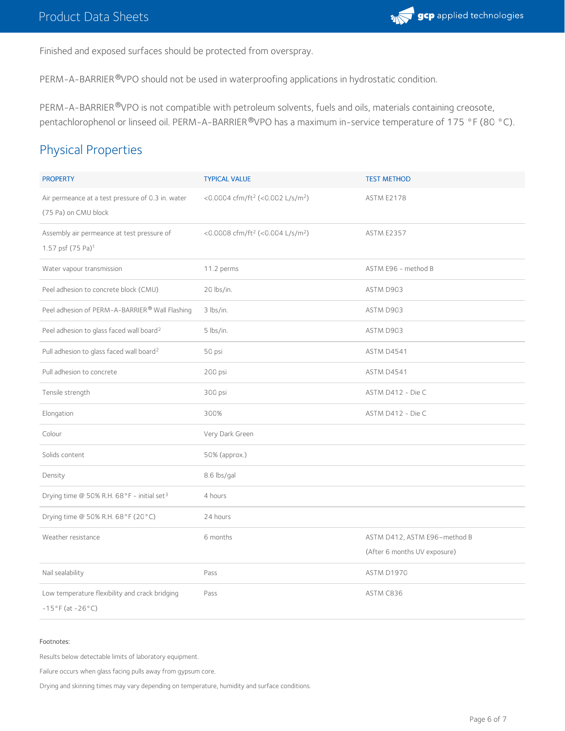Finished and exposed surfaces should be protected from overspray.

PERM-A-BARRIER®VPO should not be used in waterproofing applications in hydrostatic condition.

PERM-A-BARRIER®VPO is not compatible with petroleum solvents, fuels and oils, materials containing creosote, pentachlorophenol or linseed oil. PERM-A-BARRIER®VPO has a maximum in-service temperature of 175 °F (80 °C).

## Physical Properties

| PROPERTY | TYPICAL VALUE | TEST METHOD |
|---|---|---|
| Air permeance at a test pressure of 0.3 in. water (75 Pa) on CMU block | <0.0004 cfm/ft² (<0.002 L/s/m²) | ASTM E2178 |
| Assembly air permeance at test pressure of 1.57 psf (75 Pa)[1] | <0.0008 cfm/ft² (<0.004 L/s/m²) | ASTM E2357 |
| Water vapour transmission | 11.2 perms | ASTM E96 - method B |
| Peel adhesion to concrete block (CMU) | 20 lbs/in. | ASTM D903 |
| Peel adhesion of PERM-A-BARRIER® Wall Flashing | 3 lbs/in. | ASTM D903 |
| Peel adhesion to glass faced wall board[2] | 5 lbs/in. | ASTM D903 |
| Pull adhesion to glass faced wall board[2] | 50 psi | ASTM D4541 |
| Pull adhesion to concrete | 200 psi | ASTM D4541 |
| Tensile strength | 300 psi | ASTM D412 - Die C |
| Elongation | 300% | ASTM D412 - Die C |
| Colour | Very Dark Green | |
| Solids content | 50% (approx.) | |
| Density | 8.6 lbs/gal | |
| Drying time @ 50% R.H. 68°F - initial set[3] | 4 hours | |
| Drying time @ 50% R.H. 68°F (20°C) | 24 hours | |
| Weather resistance | 6 months | ASTM D412, ASTM E96–method B (After 6 months UV exposure) |
| Nail sealability | Pass | ASTM D1970 |
| Low temperature flexibility and crack bridging -15°F (at -26°C) | Pass | ASTM C836 |

Footnotes:

Results below detectable limits of laboratory equipment.

Failure occurs when glass facing pulls away from gypsum core.

Drying and skinning times may vary depending on temperature, humidity and surface conditions.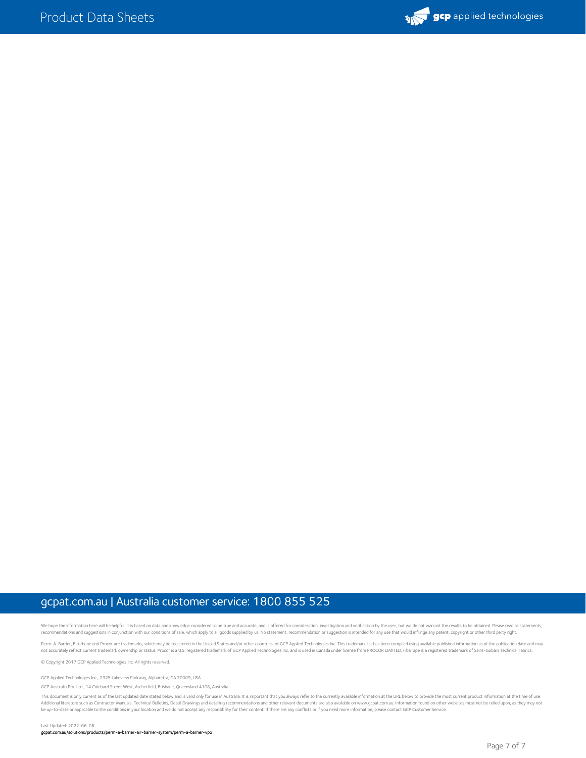gcpat.com.au | Australia customer service: 1800 855 525

We hope the information here will be helpful. It is based on data and knowledge considered to be true and accurate, and is offered for consideration, investigation and verification by the user, but we do not warrant the results to be obtained. Please read all statements, recommendations and suggestions in conjunction with our conditions of sale, which apply to all goods supplied by us. No statement, recommendation or suggestion is intended for any use that would infringe any patent, copyright or other third party right.

Perm-A-Barrier, Bituthene and Procor are trademarks, which may be registered in the United States and/or other countries, of GCP Applied Technologies Inc. This trademark list has been compiled using available published information as of the publication date and may not accurately reflect current trademark ownership or status. Procor is a U.S. registered trademark of GCP Applied Technologies Inc, and is used in Canada under license from PROCOR LIMITED. FibaTape is a registered trademark of Saint-Gobain Technical Fabrics.

© Copyright 2017 GCP Applied Technologies Inc. All rights reserved.

GCP Applied Technologies Inc., 2325 Lakeview Parkway, Alpharetta, GA 30009, USA

GCP Australia Pty. Ltd., 14 Colebard Street West, Archerfield, Brisbane, Queensland 4108, Australia

This document is only current as of the last updated date stated below and is valid only for use in Australia. It is important that you always refer to the currently available information at the URL below to provide the most current product information at the time of use. Additional literature such as Contractor Manuals, Technical Bulletins, Detail Drawings and detailing recommendations and other relevant documents are also available on www.gcpat.com.au. Information found on other websites must not be relied upon, as they may not be up-to-date or applicable to the conditions in your location and we do not accept any responsibility for their content. If there are any conflicts or if you need more information, please contact GCP Customer Service.

Last Updated: 2022-06-06

gcpat.com.au/solutions/products/perm-a-barrier-air-barrier-system/perm-a-barrier-vpo